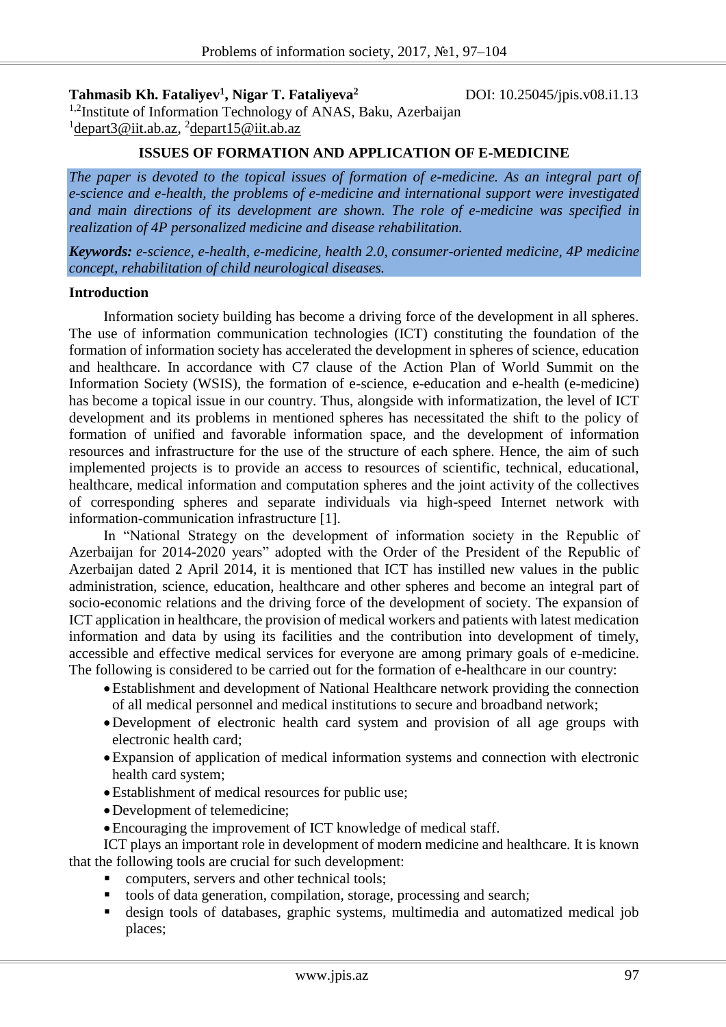**Tahmasib Kh. Fataliyev[1], Nigar T. Fataliyeva[2]** DOI: 10.25045/jpis.v08.i1.13

[1,2]Institute of Information Technology of ANAS, Baku, Azerbaijan

[1]depart3@iit.ab.az, [2]depart15@iit.ab.az

# ISSUES OF FORMATION AND APPLICATION OF E-MEDICINE

*The paper is devoted to the topical issues of formation of e-medicine. As an integral part of e-science and e-health, the problems of e-medicine and international support were investigated and main directions of its development are shown. The role of e-medicine was specified in realization of 4P personalized medicine and disease rehabilitation.*

***Keywords:*** *e-science, e-health, e-medicine, health 2.0, consumer-oriented medicine, 4P medicine concept, rehabilitation of child neurological diseases.*

## Introduction

Information society building has become a driving force of the development in all spheres. The use of information communication technologies (ICT) constituting the foundation of the formation of information society has accelerated the development in spheres of science, education and healthcare. In accordance with C7 clause of the Action Plan of World Summit on the Information Society (WSIS), the formation of e-science, e-education and e-health (e-medicine) has become a topical issue in our country. Thus, alongside with informatization, the level of ICT development and its problems in mentioned spheres has necessitated the shift to the policy of formation of unified and favorable information space, and the development of information resources and infrastructure for the use of the structure of each sphere. Hence, the aim of such implemented projects is to provide an access to resources of scientific, technical, educational, healthcare, medical information and computation spheres and the joint activity of the collectives of corresponding spheres and separate individuals via high-speed Internet network with information-communication infrastructure [1].

In "National Strategy on the development of information society in the Republic of Azerbaijan for 2014-2020 years" adopted with the Order of the President of the Republic of Azerbaijan dated 2 April 2014, it is mentioned that ICT has instilled new values in the public administration, science, education, healthcare and other spheres and become an integral part of socio-economic relations and the driving force of the development of society. The expansion of ICT application in healthcare, the provision of medical workers and patients with latest medication information and data by using its facilities and the contribution into development of timely, accessible and effective medical services for everyone are among primary goals of e-medicine. The following is considered to be carried out for the formation of e-healthcare in our country:

- Establishment and development of National Healthcare network providing the connection of all medical personnel and medical institutions to secure and broadband network;
- Development of electronic health card system and provision of all age groups with electronic health card;
- Expansion of application of medical information systems and connection with electronic health card system;
- Establishment of medical resources for public use;
- Development of telemedicine;
- Encouraging the improvement of ICT knowledge of medical staff.

ICT plays an important role in development of modern medicine and healthcare. It is known that the following tools are crucial for such development:

- computers, servers and other technical tools;
- tools of data generation, compilation, storage, processing and search;
- design tools of databases, graphic systems, multimedia and automatized medical job places;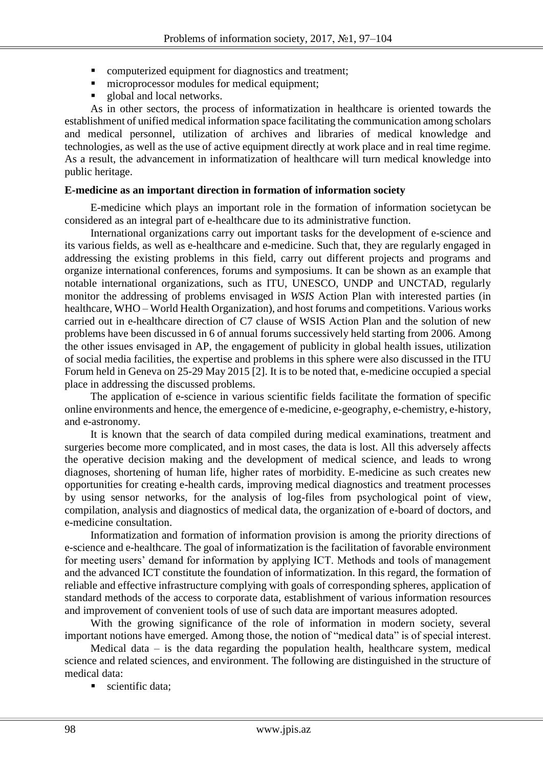- computerized equipment for diagnostics and treatment;
- microprocessor modules for medical equipment;
- global and local networks.

As in other sectors, the process of informatization in healthcare is oriented towards the establishment of unified medical information space facilitating the communication among scholars and medical personnel, utilization of archives and libraries of medical knowledge and technologies, as well as the use of active equipment directly at work place and in real time regime. As a result, the advancement in informatization of healthcare will turn medical knowledge into public heritage.

**E-medicine as an important direction in formation of information society**

E-medicine which plays an important role in the formation of information societycan be considered as an integral part of e-healthcare due to its administrative function.

International organizations carry out important tasks for the development of e-science and its various fields, as well as e-healthcare and e-medicine. Such that, they are regularly engaged in addressing the existing problems in this field, carry out different projects and programs and organize international conferences, forums and symposiums. It can be shown as an example that notable international organizations, such as ITU, UNESCO, UNDP and UNCTAD, regularly monitor the addressing of problems envisaged in *WSIS* Action Plan with interested parties (in healthcare, WHO – World Health Organization), and host forums and competitions. Various works carried out in e-healthcare direction of C7 clause of WSIS Action Plan and the solution of new problems have been discussed in 6 of annual forums successively held starting from 2006. Among the other issues envisaged in AP, the engagement of publicity in global health issues, utilization of social media facilities, the expertise and problems in this sphere were also discussed in the ITU Forum held in Geneva on 25-29 May 2015 [2]. It is to be noted that, e-medicine occupied a special place in addressing the discussed problems.

The application of e-science in various scientific fields facilitate the formation of specific online environments and hence, the emergence of e-medicine, e-geography, e-chemistry, e-history, and e-astronomy.

It is known that the search of data compiled during medical examinations, treatment and surgeries become more complicated, and in most cases, the data is lost. All this adversely affects the operative decision making and the development of medical science, and leads to wrong diagnoses, shortening of human life, higher rates of morbidity. E-medicine as such creates new opportunities for creating e-health cards, improving medical diagnostics and treatment processes by using sensor networks, for the analysis of log-files from psychological point of view, compilation, analysis and diagnostics of medical data, the organization of e-board of doctors, and e-medicine consultation.

Informatization and formation of information provision is among the priority directions of e-science and e-healthcare. The goal of informatization is the facilitation of favorable environment for meeting users' demand for information by applying ICT. Methods and tools of management and the advanced ICT constitute the foundation of informatization. In this regard, the formation of reliable and effective infrastructure complying with goals of corresponding spheres, application of standard methods of the access to corporate data, establishment of various information resources and improvement of convenient tools of use of such data are important measures adopted.

With the growing significance of the role of information in modern society, several important notions have emerged. Among those, the notion of "medical data" is of special interest.

Medical data – is the data regarding the population health, healthcare system, medical science and related sciences, and environment. The following are distinguished in the structure of medical data:

- scientific data;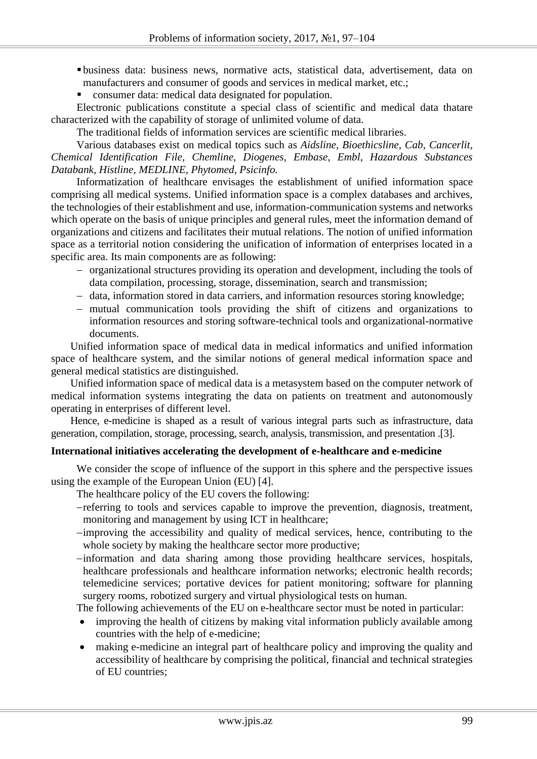- business data: business news, normative acts, statistical data, advertisement, data on manufacturers and consumer of goods and services in medical market, etc.;
- consumer data: medical data designated for population.

Electronic publications constitute a special class of scientific and medical data thatare characterized with the capability of storage of unlimited volume of data.

The traditional fields of information services are scientific medical libraries.

Various databases exist on medical topics such as *Aidsline, Bioethicsline, Cab, Cancerlit, Chemical Identification File, Chemline, Diogenes, Embase, Embl, Hazardous Substances Databank, Histline, MEDLINE, Phytomed, Psicinfo.*

Informatization of healthcare envisages the establishment of unified information space comprising all medical systems. Unified information space is a complex databases and archives, the technologies of their establishment and use, information-communication systems and networks which operate on the basis of unique principles and general rules, meet the information demand of organizations and citizens and facilitates their mutual relations. The notion of unified information space as a territorial notion considering the unification of information of enterprises located in a specific area. Its main components are as following:

- organizational structures providing its operation and development, including the tools of data compilation, processing, storage, dissemination, search and transmission;
- data, information stored in data carriers, and information resources storing knowledge;
- mutual communication tools providing the shift of citizens and organizations to information resources and storing software-technical tools and organizational-normative documents.

Unified information space of medical data in medical informatics and unified information space of healthcare system, and the similar notions of general medical information space and general medical statistics are distinguished.

Unified information space of medical data is a metasystem based on the computer network of medical information systems integrating the data on patients on treatment and autonomously operating in enterprises of different level.

Hence, e-medicine is shaped as a result of various integral parts such as infrastructure, data generation, compilation, storage, processing, search, analysis, transmission, and presentation .[3].

**International initiatives accelerating the development of e-healthcare and e-medicine**

We consider the scope of influence of the support in this sphere and the perspective issues using the example of the European Union (EU) [4].

The healthcare policy of the EU covers the following:

- referring to tools and services capable to improve the prevention, diagnosis, treatment, monitoring and management by using ICT in healthcare;
- improving the accessibility and quality of medical services, hence, contributing to the whole society by making the healthcare sector more productive;
- information and data sharing among those providing healthcare services, hospitals, healthcare professionals and healthcare information networks; electronic health records; telemedicine services; portative devices for patient monitoring; software for planning surgery rooms, robotized surgery and virtual physiological tests on human.

The following achievements of the EU on e-healthcare sector must be noted in particular:

- improving the health of citizens by making vital information publicly available among countries with the help of e-medicine;
- making e-medicine an integral part of healthcare policy and improving the quality and accessibility of healthcare by comprising the political, financial and technical strategies of EU countries;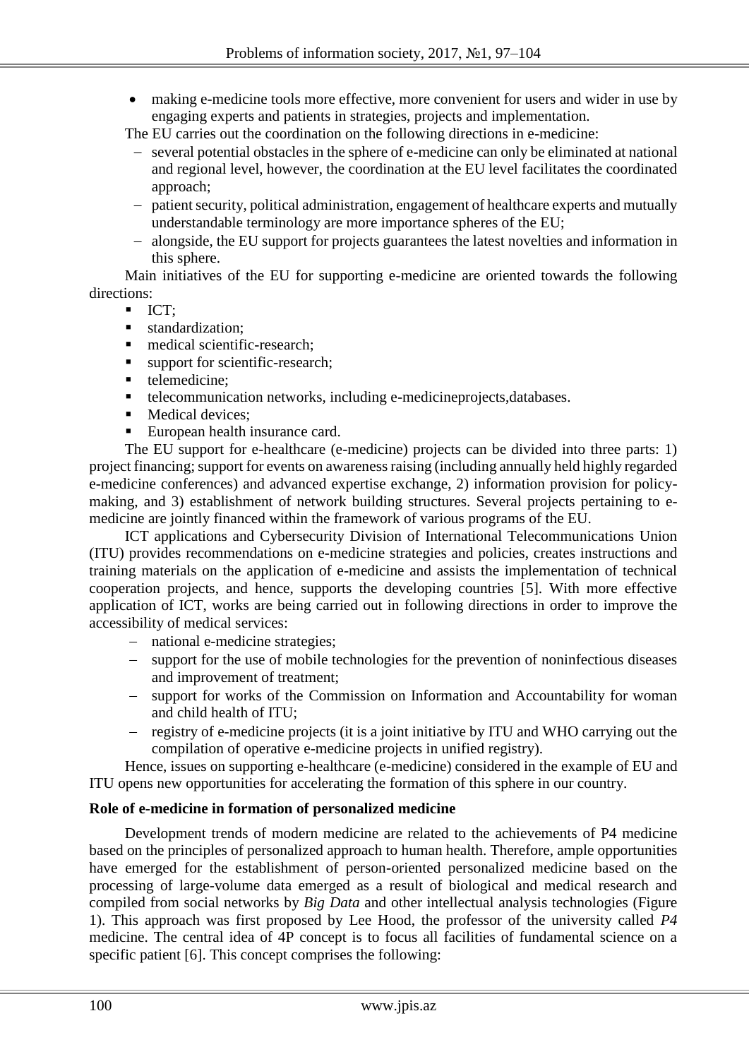- making e-medicine tools more effective, more convenient for users and wider in use by engaging experts and patients in strategies, projects and implementation.

The EU carries out the coordination on the following directions in e-medicine:

- several potential obstacles in the sphere of e-medicine can only be eliminated at national and regional level, however, the coordination at the EU level facilitates the coordinated approach;
- patient security, political administration, engagement of healthcare experts and mutually understandable terminology are more importance spheres of the EU;
- alongside, the EU support for projects guarantees the latest novelties and information in this sphere.

Main initiatives of the EU for supporting e-medicine are oriented towards the following directions:

- ICT;
- standardization;
- medical scientific-research;
- support for scientific-research;
- telemedicine;
- telecommunication networks, including e-medicineprojects,databases.
- Medical devices;
- European health insurance card.

The EU support for e-healthcare (e-medicine) projects can be divided into three parts: 1) project financing; support for events on awareness raising (including annually held highly regarded e-medicine conferences) and advanced expertise exchange, 2) information provision for policy-making, and 3) establishment of network building structures. Several projects pertaining to e-medicine are jointly financed within the framework of various programs of the EU.

ICT applications and Cybersecurity Division of International Telecommunications Union (ITU) provides recommendations on e-medicine strategies and policies, creates instructions and training materials on the application of e-medicine and assists the implementation of technical cooperation projects, and hence, supports the developing countries [5]. With more effective application of ICT, works are being carried out in following directions in order to improve the accessibility of medical services:

- national e-medicine strategies;
- support for the use of mobile technologies for the prevention of noninfectious diseases and improvement of treatment;
- support for works of the Commission on Information and Accountability for woman and child health of ITU;
- registry of e-medicine projects (it is a joint initiative by ITU and WHO carrying out the compilation of operative e-medicine projects in unified registry).

Hence, issues on supporting e-healthcare (e-medicine) considered in the example of EU and ITU opens new opportunities for accelerating the formation of this sphere in our country.

**Role of e-medicine in formation of personalized medicine**

Development trends of modern medicine are related to the achievements of P4 medicine based on the principles of personalized approach to human health. Therefore, ample opportunities have emerged for the establishment of person-oriented personalized medicine based on the processing of large-volume data emerged as a result of biological and medical research and compiled from social networks by *Big Data* and other intellectual analysis technologies (Figure 1). This approach was first proposed by Lee Hood, the professor of the university called *P4* medicine. The central idea of 4P concept is to focus all facilities of fundamental science on a specific patient [6]. This concept comprises the following: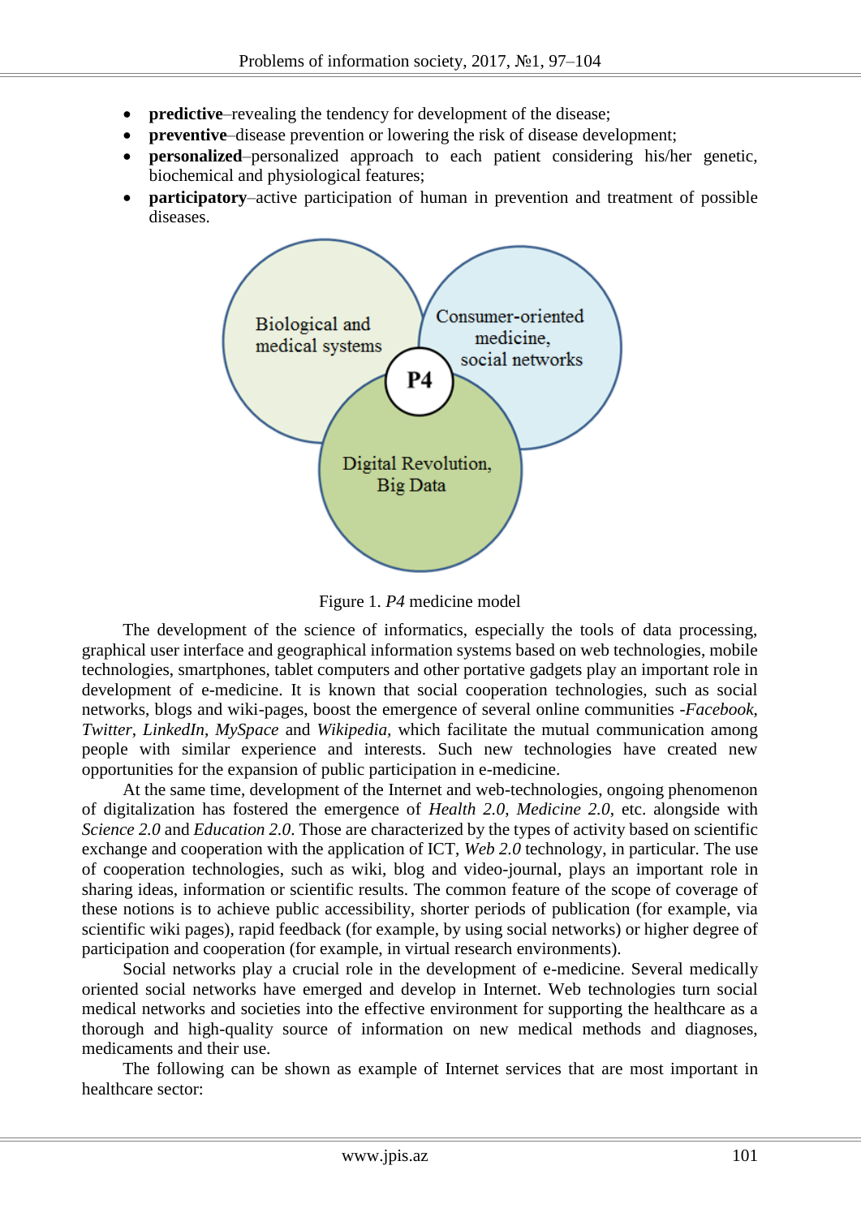- **predictive**–revealing the tendency for development of the disease;
- **preventive**–disease prevention or lowering the risk of disease development;
- **personalized**–personalized approach to each patient considering his/her genetic, biochemical and physiological features;
- **participatory**–active participation of human in prevention and treatment of possible diseases.

Figure 1. *P4* medicine model

The development of the science of informatics, especially the tools of data processing, graphical user interface and geographical information systems based on web technologies, mobile technologies, smartphones, tablet computers and other portative gadgets play an important role in development of e-medicine. It is known that social cooperation technologies, such as social networks, blogs and wiki-pages, boost the emergence of several online communities -*Facebook*, *Twitter*, *LinkedIn*, *MySpace* and *Wikipedia*, which facilitate the mutual communication among people with similar experience and interests. Such new technologies have created new opportunities for the expansion of public participation in e-medicine.

At the same time, development of the Internet and web-technologies, ongoing phenomenon of digitalization has fostered the emergence of *Health 2.0*, *Medicine 2.0*, etc. alongside with *Science 2.0* and *Education 2.0*. Those are characterized by the types of activity based on scientific exchange and cooperation with the application of ICT, *Web 2.0* technology, in particular. The use of cooperation technologies, such as wiki, blog and video-journal, plays an important role in sharing ideas, information or scientific results. The common feature of the scope of coverage of these notions is to achieve public accessibility, shorter periods of publication (for example, via scientific wiki pages), rapid feedback (for example, by using social networks) or higher degree of participation and cooperation (for example, in virtual research environments).

Social networks play a crucial role in the development of e-medicine. Several medically oriented social networks have emerged and develop in Internet. Web technologies turn social medical networks and societies into the effective environment for supporting the healthcare as a thorough and high-quality source of information on new medical methods and diagnoses, medicaments and their use.

The following can be shown as example of Internet services that are most important in healthcare sector: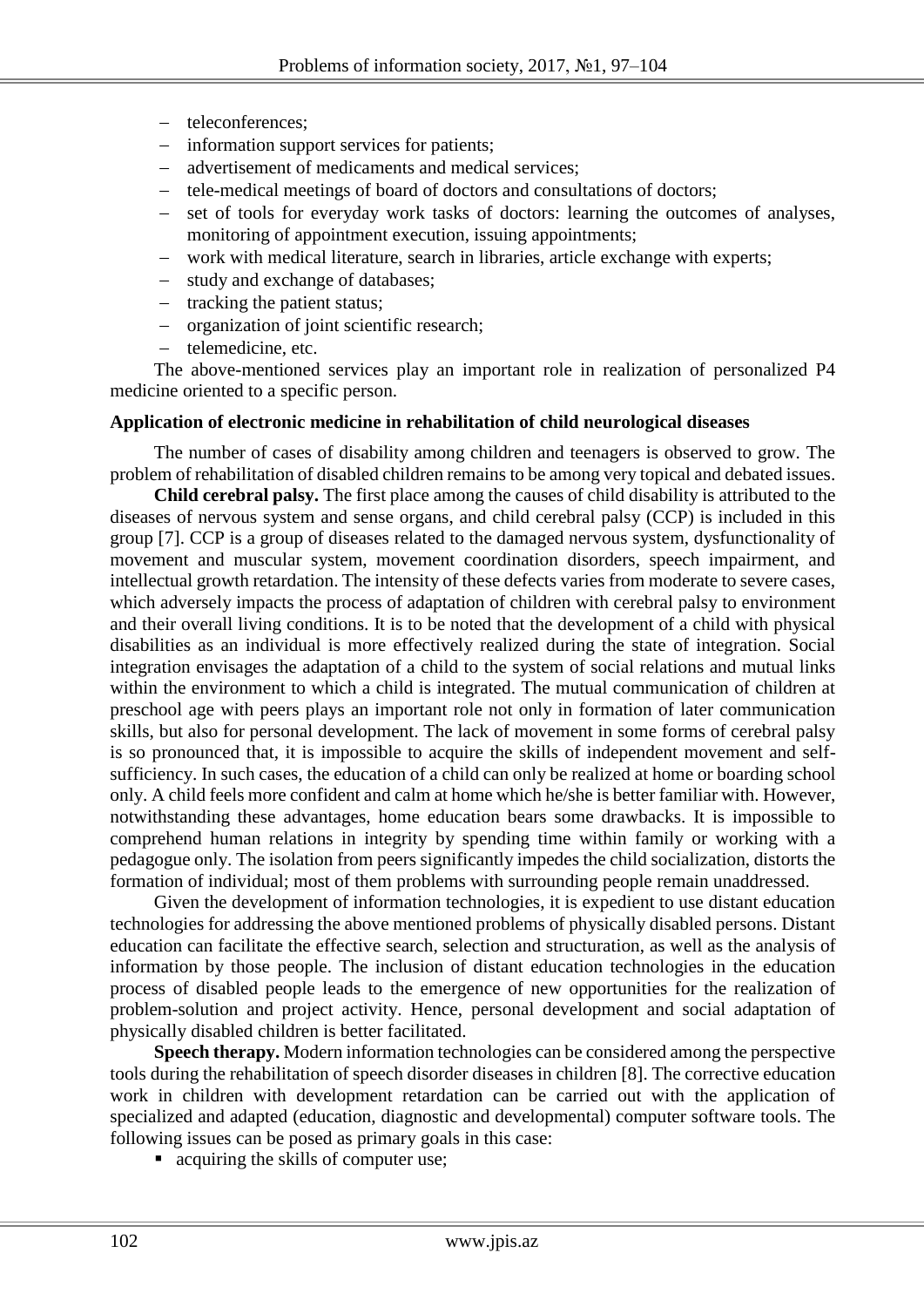- teleconferences;
- information support services for patients;
- advertisement of medicaments and medical services;
- tele-medical meetings of board of doctors and consultations of doctors;
- set of tools for everyday work tasks of doctors: learning the outcomes of analyses, monitoring of appointment execution, issuing appointments;
- work with medical literature, search in libraries, article exchange with experts;
- study and exchange of databases;
- tracking the patient status;
- organization of joint scientific research;
- telemedicine, etc.

The above-mentioned services play an important role in realization of personalized P4 medicine oriented to a specific person.

**Application of electronic medicine in rehabilitation of child neurological diseases**

The number of cases of disability among children and teenagers is observed to grow. The problem of rehabilitation of disabled children remains to be among very topical and debated issues.

**Child cerebral palsy.** The first place among the causes of child disability is attributed to the diseases of nervous system and sense organs, and child cerebral palsy (CCP) is included in this group [7]. CCP is a group of diseases related to the damaged nervous system, dysfunctionality of movement and muscular system, movement coordination disorders, speech impairment, and intellectual growth retardation. The intensity of these defects varies from moderate to severe cases, which adversely impacts the process of adaptation of children with cerebral palsy to environment and their overall living conditions. It is to be noted that the development of a child with physical disabilities as an individual is more effectively realized during the state of integration. Social integration envisages the adaptation of a child to the system of social relations and mutual links within the environment to which a child is integrated. The mutual communication of children at preschool age with peers plays an important role not only in formation of later communication skills, but also for personal development. The lack of movement in some forms of cerebral palsy is so pronounced that, it is impossible to acquire the skills of independent movement and self-sufficiency. In such cases, the education of a child can only be realized at home or boarding school only. A child feels more confident and calm at home which he/she is better familiar with. However, notwithstanding these advantages, home education bears some drawbacks. It is impossible to comprehend human relations in integrity by spending time within family or working with a pedagogue only. The isolation from peers significantly impedes the child socialization, distorts the formation of individual; most of them problems with surrounding people remain unaddressed.

Given the development of information technologies, it is expedient to use distant education technologies for addressing the above mentioned problems of physically disabled persons. Distant education can facilitate the effective search, selection and structuration, as well as the analysis of information by those people. The inclusion of distant education technologies in the education process of disabled people leads to the emergence of new opportunities for the realization of problem-solution and project activity. Hence, personal development and social adaptation of physically disabled children is better facilitated.

**Speech therapy.** Modern information technologies can be considered among the perspective tools during the rehabilitation of speech disorder diseases in children [8]. The corrective education work in children with development retardation can be carried out with the application of specialized and adapted (education, diagnostic and developmental) computer software tools. The following issues can be posed as primary goals in this case:

- acquiring the skills of computer use;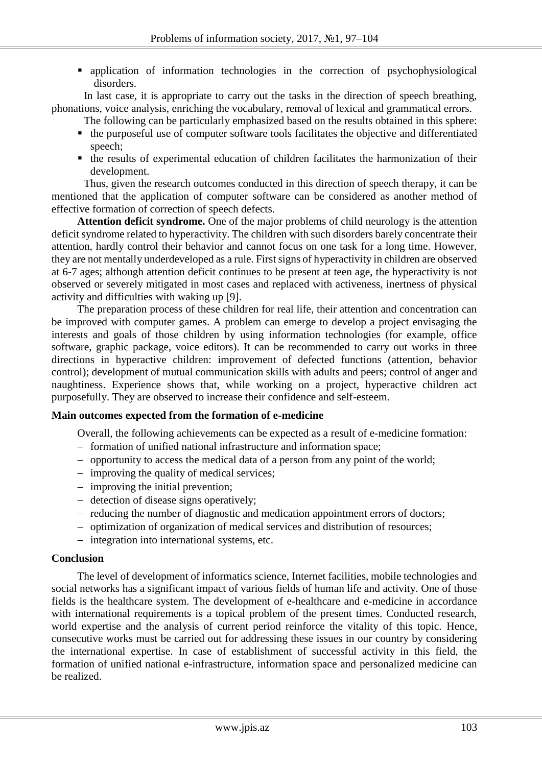- application of information technologies in the correction of psychophysiological disorders.

In last case, it is appropriate to carry out the tasks in the direction of speech breathing, phonations, voice analysis, enriching the vocabulary, removal of lexical and grammatical errors.

The following can be particularly emphasized based on the results obtained in this sphere:

- the purposeful use of computer software tools facilitates the objective and differentiated speech;
- the results of experimental education of children facilitates the harmonization of their development.

Thus, given the research outcomes conducted in this direction of speech therapy, it can be mentioned that the application of computer software can be considered as another method of effective formation of correction of speech defects.

**Attention deficit syndrome.** One of the major problems of child neurology is the attention deficit syndrome related to hyperactivity. The children with such disorders barely concentrate their attention, hardly control their behavior and cannot focus on one task for a long time. However, they are not mentally underdeveloped as a rule. First signs of hyperactivity in children are observed at 6-7 ages; although attention deficit continues to be present at teen age, the hyperactivity is not observed or severely mitigated in most cases and replaced with activeness, inertness of physical activity and difficulties with waking up [9].

The preparation process of these children for real life, their attention and concentration can be improved with computer games. A problem can emerge to develop a project envisaging the interests and goals of those children by using information technologies (for example, office software, graphic package, voice editors). It can be recommended to carry out works in three directions in hyperactive children: improvement of defected functions (attention, behavior control); development of mutual communication skills with adults and peers; control of anger and naughtiness. Experience shows that, while working on a project, hyperactive children act purposefully. They are observed to increase their confidence and self-esteem.

## Main outcomes expected from the formation of e-medicine

Overall, the following achievements can be expected as a result of e-medicine formation:

- formation of unified national infrastructure and information space;
- opportunity to access the medical data of a person from any point of the world;
- improving the quality of medical services;
- improving the initial prevention;
- detection of disease signs operatively;
- reducing the number of diagnostic and medication appointment errors of doctors;
- optimization of organization of medical services and distribution of resources;
- integration into international systems, etc.

## Conclusion

The level of development of informatics science, Internet facilities, mobile technologies and social networks has a significant impact of various fields of human life and activity. One of those fields is the healthcare system. The development of e-healthcare and e-medicine in accordance with international requirements is a topical problem of the present times. Conducted research, world expertise and the analysis of current period reinforce the vitality of this topic. Hence, consecutive works must be carried out for addressing these issues in our country by considering the international expertise. In case of establishment of successful activity in this field, the formation of unified national e-infrastructure, information space and personalized medicine can be realized.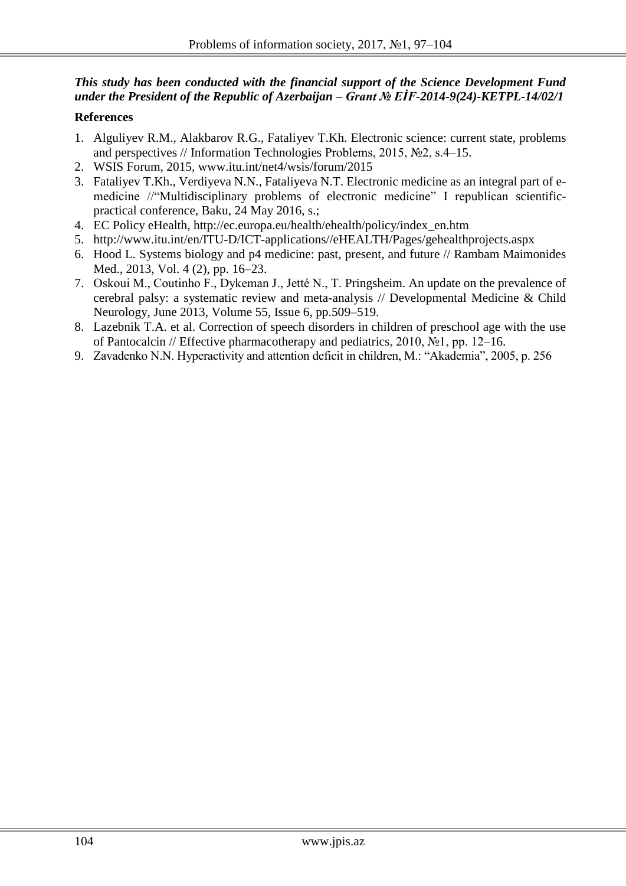***This study has been conducted with the financial support of the Science Development Fund under the President of the Republic of Azerbaijan – Grant № EİF-2014-9(24)-KETPL-14/02/1***

## References

1. Alguliyev R.M., Alakbarov R.G., Fataliyev T.Kh. Electronic science: current state, problems and perspectives // Information Technologies Problems, 2015, №2, s.4–15.
2. WSIS Forum, 2015, www.itu.int/net4/wsis/forum/2015
3. Fataliyev T.Kh., Verdiyeva N.N., Fataliyeva N.T. Electronic medicine as an integral part of e-medicine //"Multidisciplinary problems of electronic medicine" I republican scientific-practical conference, Baku, 24 May 2016, s.;
4. EC Policy eHealth, http://ec.europa.eu/health/ehealth/policy/index_en.htm
5. http://www.itu.int/en/ITU-D/ICT-applications//eHEALTH/Pages/gehealthprojects.aspx
6. Hood L. Systems biology and p4 medicine: past, present, and future // Rambam Maimonides Med., 2013, Vol. 4 (2), pp. 16–23.
7. Oskoui M., Coutinho F., Dykeman J., Jetté N., T. Pringsheim. An update on the prevalence of cerebral palsy: a systematic review and meta-analysis // Developmental Medicine & Child Neurology, June 2013, Volume 55, Issue 6, pp.509–519.
8. Lazebnik T.A. et al. Correction of speech disorders in children of preschool age with the use of Pantocalcin // Effective pharmacotherapy and pediatrics, 2010, №1, pp. 12–16.
9. Zavadenko N.N. Hyperactivity and attention deficit in children, M.: "Akademia", 2005, p. 256